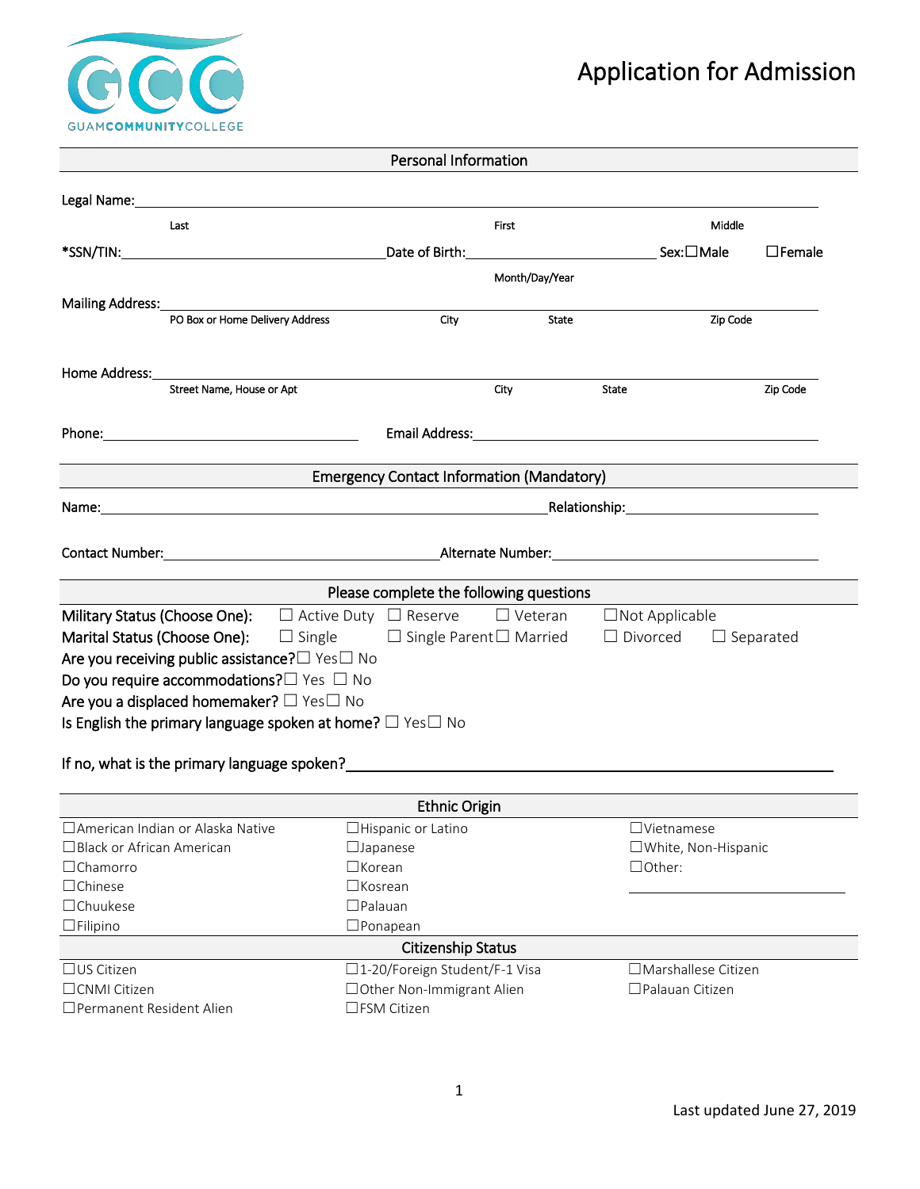GUAMCOMMUNITYCOLLEGE

# Application for Admission

## Personal Information

Legal Name: ______________________________________________

Last | First | Middle

*SSN/TIN: ____________________ Date of Birth: ____________________ Sex: ☐Male ☐Female

Month/Day/Year

Mailing Address: ______________________________________________

PO Box or Home Delivery Address | City | State | Zip Code

Home Address: ______________________________________________

Street Name, House or Apt | City | State | Zip Code

Phone: ____________________ Email Address: ____________________

## Emergency Contact Information (Mandatory)

Name: ____________________ Relationship: ____________________

Contact Number: ____________________ Alternate Number: ____________________

## Please complete the following questions

Military Status (Choose One): ☐ Active Duty ☐ Reserve ☐ Veteran ☐Not Applicable

Marital Status (Choose One): ☐ Single ☐ Single Parent ☐ Married ☐ Divorced ☐ Separated

Are you receiving public assistance? ☐ Yes ☐ No

Do you require accommodations? ☐ Yes ☐ No

Are you a displaced homemaker? ☐ Yes ☐ No

Is English the primary language spoken at home? ☐ Yes ☐ No

If no, what is the primary language spoken? ______________________________________________

## Ethnic Origin

| | | |
|---|---|---|
| ☐American Indian or Alaska Native | ☐Hispanic or Latino | ☐Vietnamese |
| ☐Black or African American | ☐Japanese | ☐White, Non-Hispanic |
| ☐Chamorro | ☐Korean | ☐Other: ____________ |
| ☐Chinese | ☐Kosrean | |
| ☐Chuukese | ☐Palauan | |
| ☐Filipino | ☐Ponapean | |

## Citizenship Status

| | | |
|---|---|---|
| ☐US Citizen | ☐1-20/Foreign Student/F-1 Visa | ☐Marshallese Citizen |
| ☐CNMI Citizen | ☐Other Non-Immigrant Alien | ☐Palauan Citizen |
| ☐Permanent Resident Alien | ☐FSM Citizen | |

Last updated June 27, 2019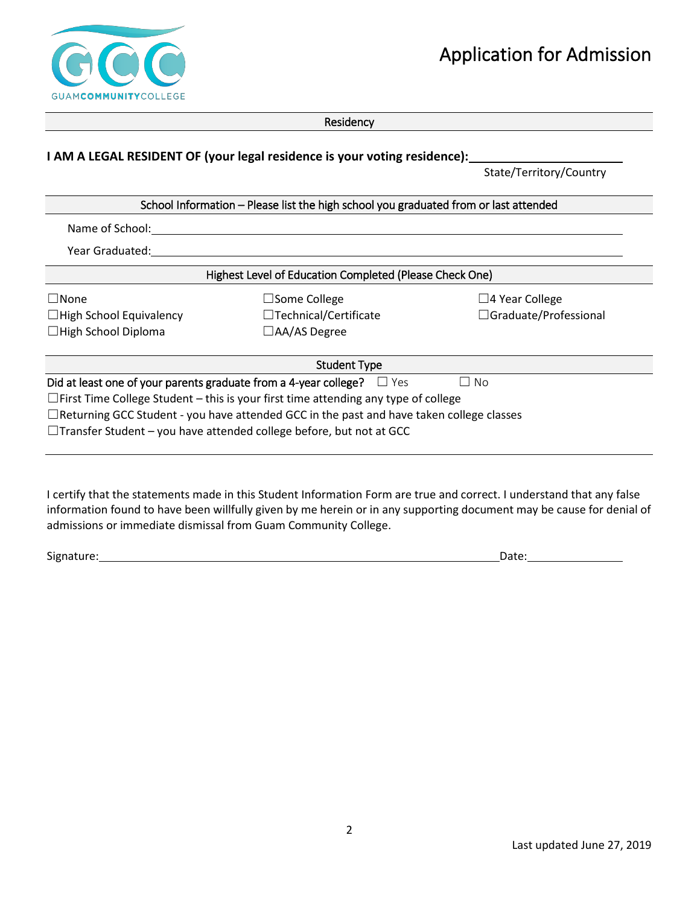# Application for Admission

GUAMCOMMUNITYCOLLEGE

## Residency

**I AM A LEGAL RESIDENT OF (your legal residence is your voting residence):** ______________________

State/Territory/Country

## School Information – Please list the high school you graduated from or last attended

Name of School: ______________________________________________

Year Graduated: ______________________________________________

## Highest Level of Education Completed (Please Check One)

☐None
☐High School Equivalency
☐High School Diploma
☐Some College
☐Technical/Certificate
☐AA/AS Degree
☐4 Year College
☐Graduate/Professional

## Student Type

Did at least one of your parents graduate from a 4-year college? ☐ Yes ☐ No

☐First Time College Student – this is your first time attending any type of college
☐Returning GCC Student - you have attended GCC in the past and have taken college classes
☐Transfer Student – you have attended college before, but not at GCC

I certify that the statements made in this Student Information Form are true and correct. I understand that any false information found to have been willfully given by me herein or in any supporting document may be cause for denial of admissions or immediate dismissal from Guam Community College.

Signature: ______________________________________________ Date: ______________

Last updated June 27, 2019